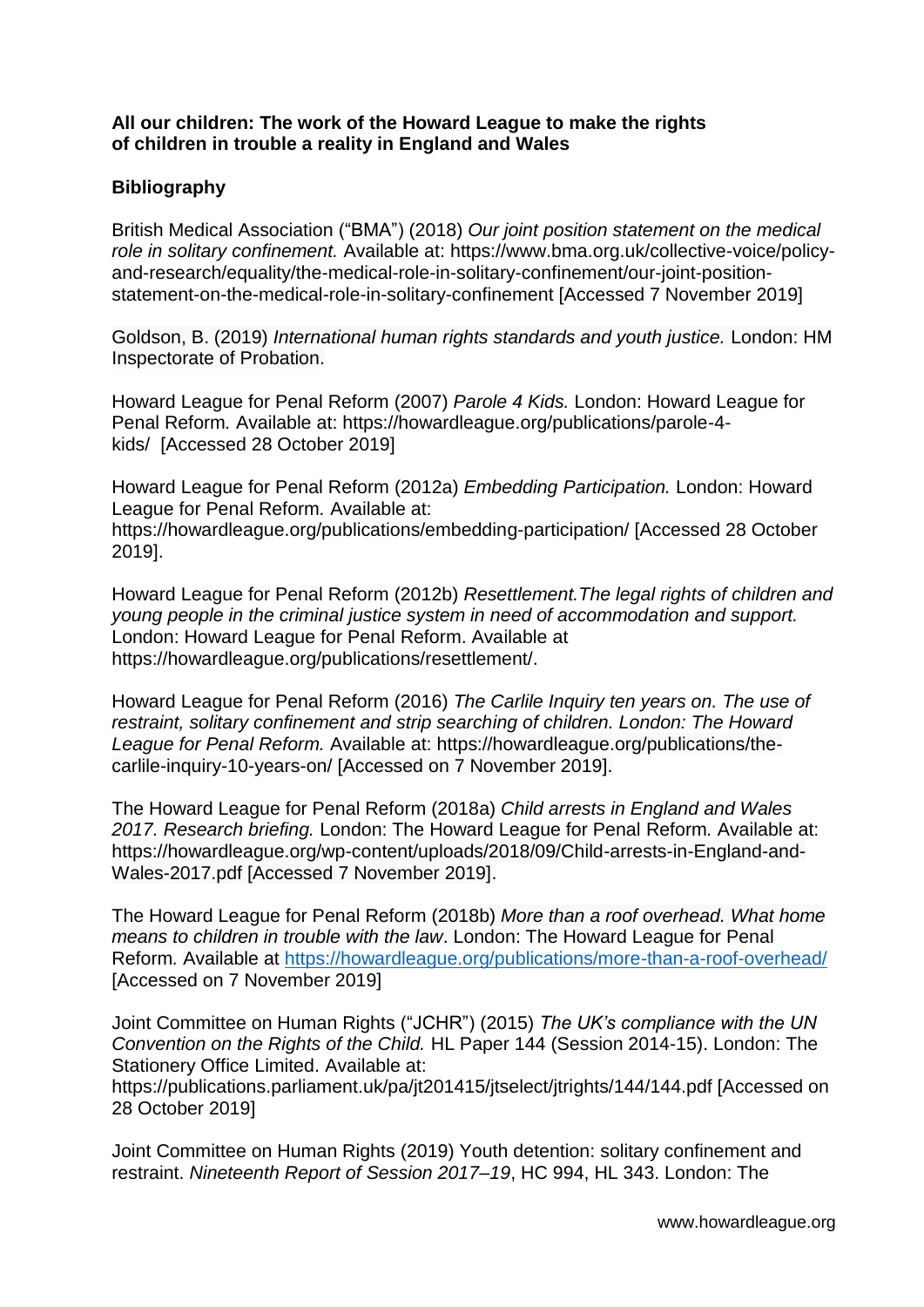**All our children: The work of the Howard League to make the rights of children in trouble a reality in England and Wales**

**Bibliography**

British Medical Association ("BMA") (2018) *Our joint position statement on the medical role in solitary confinement.* Available at: https://www.bma.org.uk/collective-voice/policy-and-research/equality/the-medical-role-in-solitary-confinement/our-joint-position-statement-on-the-medical-role-in-solitary-confinement [Accessed 7 November 2019]

Goldson, B. (2019) *International human rights standards and youth justice.* London: HM Inspectorate of Probation.

Howard League for Penal Reform (2007) *Parole 4 Kids.* London: Howard League for Penal Reform. Available at: https://howardleague.org/publications/parole-4-kids/ [Accessed 28 October 2019]

Howard League for Penal Reform (2012a) *Embedding Participation.* London: Howard League for Penal Reform. Available at: https://howardleague.org/publications/embedding-participation/ [Accessed 28 October 2019].

Howard League for Penal Reform (2012b) *Resettlement.The legal rights of children and young people in the criminal justice system in need of accommodation and support.* London: Howard League for Penal Reform. Available at https://howardleague.org/publications/resettlement/.

Howard League for Penal Reform (2016) *The Carlile Inquiry ten years on. The use of restraint, solitary confinement and strip searching of children. London: The Howard League for Penal Reform.* Available at: https://howardleague.org/publications/the-carlile-inquiry-10-years-on/ [Accessed on 7 November 2019].

The Howard League for Penal Reform (2018a) *Child arrests in England and Wales 2017. Research briefing.* London: The Howard League for Penal Reform. Available at: https://howardleague.org/wp-content/uploads/2018/09/Child-arrests-in-England-and-Wales-2017.pdf [Accessed 7 November 2019].

The Howard League for Penal Reform (2018b) *More than a roof overhead. What home means to children in trouble with the law*. London: The Howard League for Penal Reform. Available at https://howardleague.org/publications/more-than-a-roof-overhead/ [Accessed on 7 November 2019]

Joint Committee on Human Rights ("JCHR") (2015) *The UK's compliance with the UN Convention on the Rights of the Child.* HL Paper 144 (Session 2014-15). London: The Stationery Office Limited. Available at: https://publications.parliament.uk/pa/jt201415/jtselect/jtrights/144/144.pdf [Accessed on 28 October 2019]

Joint Committee on Human Rights (2019) Youth detention: solitary confinement and restraint. *Nineteenth Report of Session 2017–19*, HC 994, HL 343. London: The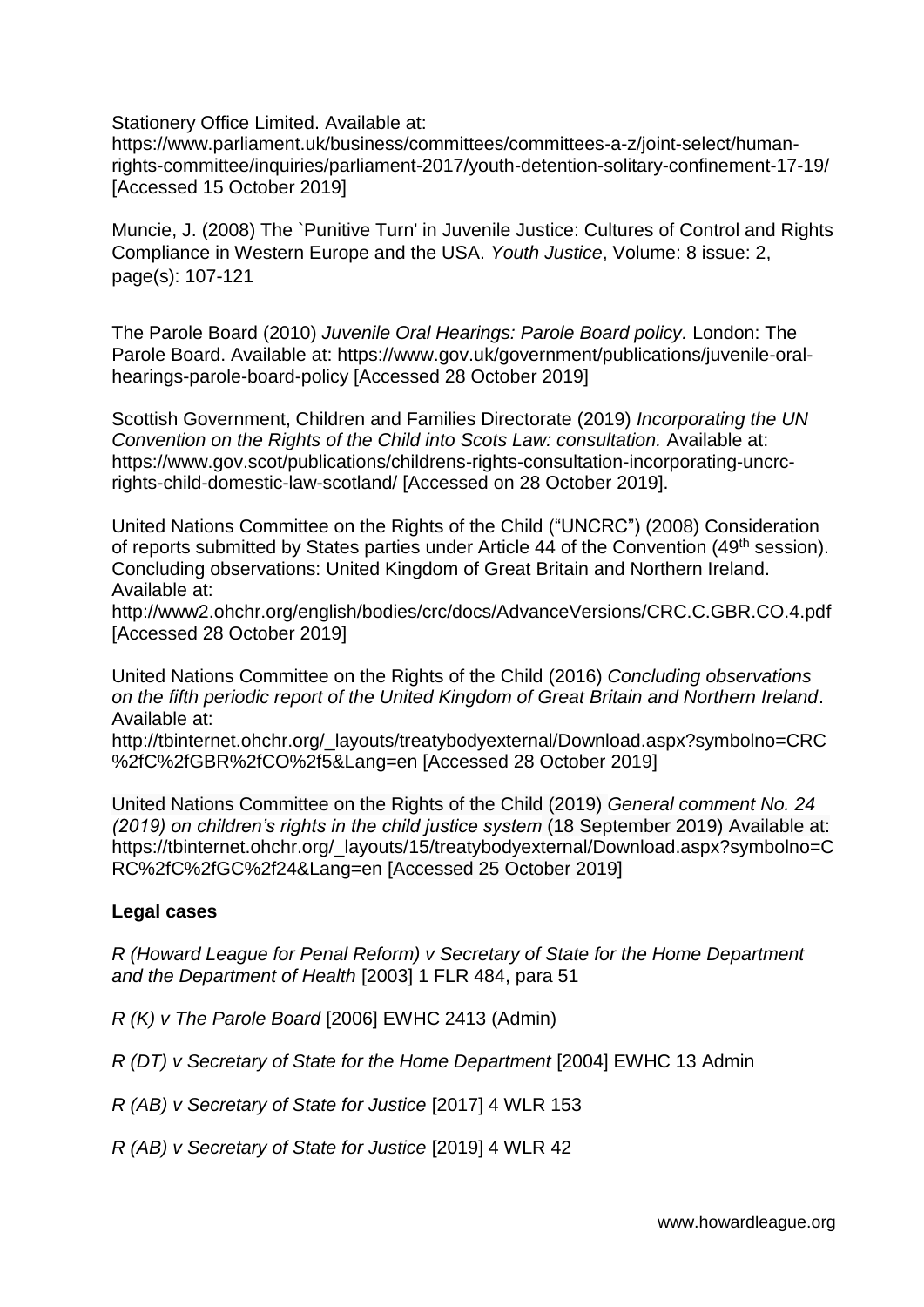Stationery Office Limited. Available at: https://www.parliament.uk/business/committees/committees-a-z/joint-select/human-rights-committee/inquiries/parliament-2017/youth-detention-solitary-confinement-17-19/ [Accessed 15 October 2019]

Muncie, J. (2008) The `Punitive Turn' in Juvenile Justice: Cultures of Control and Rights Compliance in Western Europe and the USA. *Youth Justice*, Volume: 8 issue: 2, page(s): 107-121

The Parole Board (2010) *Juvenile Oral Hearings: Parole Board policy.* London: The Parole Board. Available at: https://www.gov.uk/government/publications/juvenile-oral-hearings-parole-board-policy [Accessed 28 October 2019]

Scottish Government, Children and Families Directorate (2019) *Incorporating the UN Convention on the Rights of the Child into Scots Law: consultation.* Available at: https://www.gov.scot/publications/childrens-rights-consultation-incorporating-uncrc-rights-child-domestic-law-scotland/ [Accessed on 28 October 2019].

United Nations Committee on the Rights of the Child ("UNCRC") (2008) Consideration of reports submitted by States parties under Article 44 of the Convention (49th session). Concluding observations: United Kingdom of Great Britain and Northern Ireland. Available at: http://www2.ohchr.org/english/bodies/crc/docs/AdvanceVersions/CRC.C.GBR.CO.4.pdf [Accessed 28 October 2019]

United Nations Committee on the Rights of the Child (2016) *Concluding observations on the fifth periodic report of the United Kingdom of Great Britain and Northern Ireland*. Available at: http://tbinternet.ohchr.org/_layouts/treatybodyexternal/Download.aspx?symbolno=CRC%2fC%2fGBR%2fCO%2f5&Lang=en [Accessed 28 October 2019]

United Nations Committee on the Rights of the Child (2019) *General comment No. 24 (2019) on children's rights in the child justice system* (18 September 2019) Available at: https://tbinternet.ohchr.org/_layouts/15/treatybodyexternal/Download.aspx?symbolno=CRC%2fC%2fGC%2f24&Lang=en [Accessed 25 October 2019]

**Legal cases**

*R (Howard League for Penal Reform) v Secretary of State for the Home Department and the Department of Health* [2003] 1 FLR 484, para 51

*R (K) v The Parole Board* [2006] EWHC 2413 (Admin)

*R (DT) v Secretary of State for the Home Department* [2004] EWHC 13 Admin

*R (AB) v Secretary of State for Justice* [2017] 4 WLR 153

*R (AB) v Secretary of State for Justice* [2019] 4 WLR 42